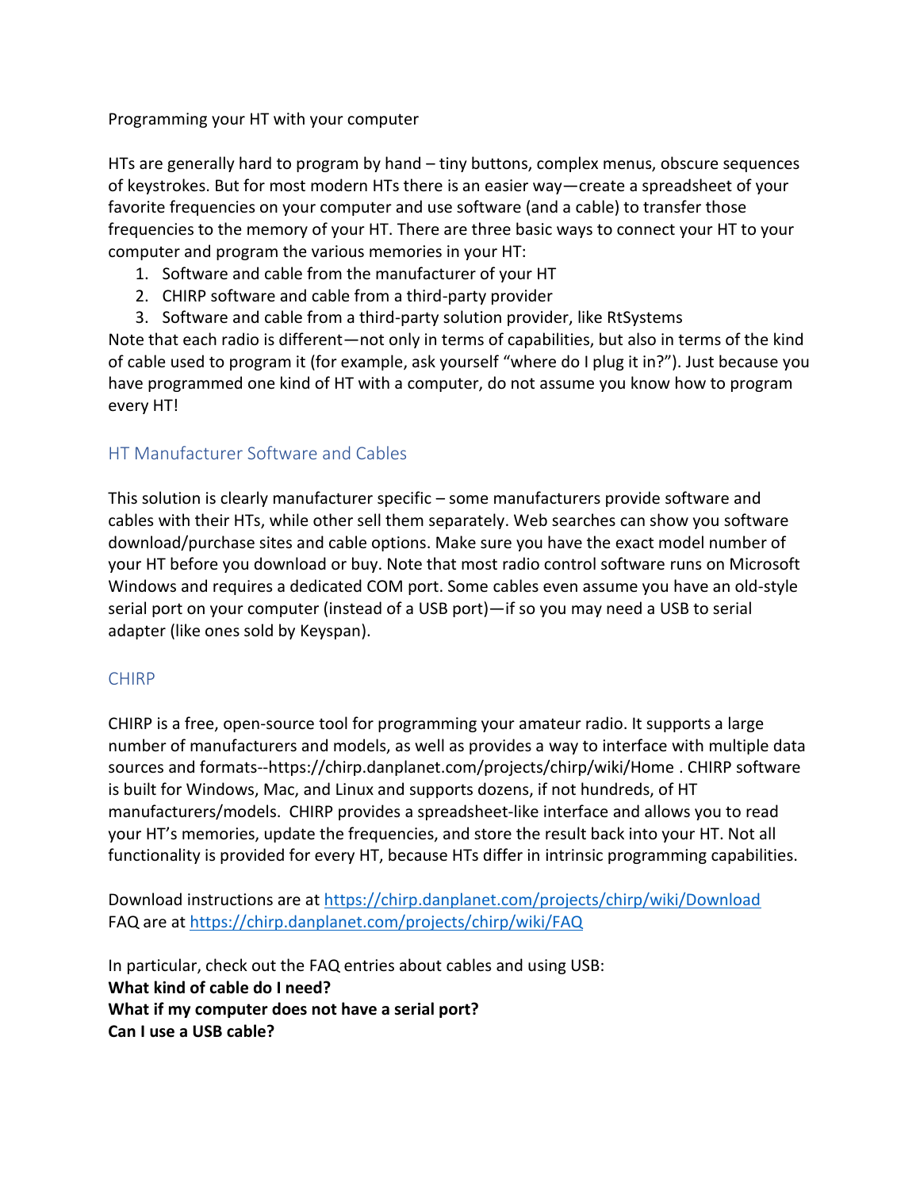Programming your HT with your computer

HTs are generally hard to program by hand – tiny buttons, complex menus, obscure sequences of keystrokes. But for most modern HTs there is an easier way—create a spreadsheet of your favorite frequencies on your computer and use software (and a cable) to transfer those frequencies to the memory of your HT. There are three basic ways to connect your HT to your computer and program the various memories in your HT:

1. Software and cable from the manufacturer of your HT
2. CHIRP software and cable from a third-party provider
3. Software and cable from a third-party solution provider, like RtSystems

Note that each radio is different—not only in terms of capabilities, but also in terms of the kind of cable used to program it (for example, ask yourself "where do I plug it in?"). Just because you have programmed one kind of HT with a computer, do not assume you know how to program every HT!

## HT Manufacturer Software and Cables

This solution is clearly manufacturer specific – some manufacturers provide software and cables with their HTs, while other sell them separately. Web searches can show you software download/purchase sites and cable options. Make sure you have the exact model number of your HT before you download or buy. Note that most radio control software runs on Microsoft Windows and requires a dedicated COM port. Some cables even assume you have an old-style serial port on your computer (instead of a USB port)—if so you may need a USB to serial adapter (like ones sold by Keyspan).

## CHIRP

CHIRP is a free, open-source tool for programming your amateur radio. It supports a large number of manufacturers and models, as well as provides a way to interface with multiple data sources and formats--https://chirp.danplanet.com/projects/chirp/wiki/Home . CHIRP software is built for Windows, Mac, and Linux and supports dozens, if not hundreds, of HT manufacturers/models. CHIRP provides a spreadsheet-like interface and allows you to read your HT's memories, update the frequencies, and store the result back into your HT. Not all functionality is provided for every HT, because HTs differ in intrinsic programming capabilities.

Download instructions are at https://chirp.danplanet.com/projects/chirp/wiki/Download
FAQ are at https://chirp.danplanet.com/projects/chirp/wiki/FAQ

In particular, check out the FAQ entries about cables and using USB:
**What kind of cable do I need?**
**What if my computer does not have a serial port?**
**Can I use a USB cable?**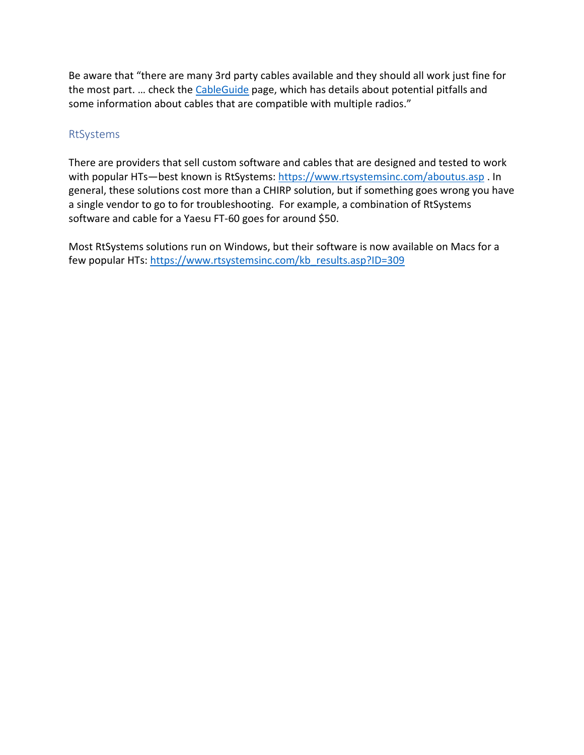Be aware that "there are many 3rd party cables available and they should all work just fine for the most part. … check the [CableGuide]() page, which has details about potential pitfalls and some information about cables that are compatible with multiple radios."

## RtSystems

There are providers that sell custom software and cables that are designed and tested to work with popular HTs—best known is RtSystems: https://www.rtsystemsinc.com/aboutus.asp . In general, these solutions cost more than a CHIRP solution, but if something goes wrong you have a single vendor to go to for troubleshooting. For example, a combination of RtSystems software and cable for a Yaesu FT-60 goes for around $50.

Most RtSystems solutions run on Windows, but their software is now available on Macs for a few popular HTs: https://www.rtsystemsinc.com/kb_results.asp?ID=309